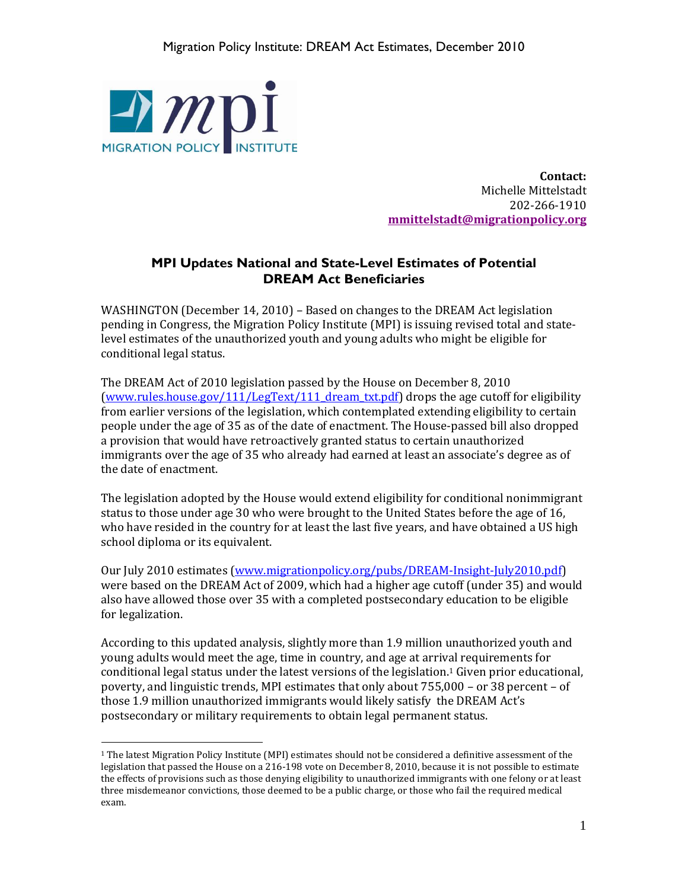**Contact:**
Michelle Mittelstadt
202-266-1910
**mmittelstadt@migrationpolicy.org**

## MPI Updates National and State-Level Estimates of Potential DREAM Act Beneficiaries

WASHINGTON (December 14, 2010) – Based on changes to the DREAM Act legislation pending in Congress, the Migration Policy Institute (MPI) is issuing revised total and state-level estimates of the unauthorized youth and young adults who might be eligible for conditional legal status.

The DREAM Act of 2010 legislation passed by the House on December 8, 2010 (www.rules.house.gov/111/LegText/111_dream_txt.pdf) drops the age cutoff for eligibility from earlier versions of the legislation, which contemplated extending eligibility to certain people under the age of 35 as of the date of enactment. The House-passed bill also dropped a provision that would have retroactively granted status to certain unauthorized immigrants over the age of 35 who already had earned at least an associate's degree as of the date of enactment.

The legislation adopted by the House would extend eligibility for conditional nonimmigrant status to those under age 30 who were brought to the United States before the age of 16, who have resided in the country for at least the last five years, and have obtained a US high school diploma or its equivalent.

Our July 2010 estimates (www.migrationpolicy.org/pubs/DREAM-Insight-July2010.pdf) were based on the DREAM Act of 2009, which had a higher age cutoff (under 35) and would also have allowed those over 35 with a completed postsecondary education to be eligible for legalization.

According to this updated analysis, slightly more than 1.9 million unauthorized youth and young adults would meet the age, time in country, and age at arrival requirements for conditional legal status under the latest versions of the legislation.[1] Given prior educational, poverty, and linguistic trends, MPI estimates that only about 755,000 – or 38 percent – of those 1.9 million unauthorized immigrants would likely satisfy the DREAM Act's postsecondary or military requirements to obtain legal permanent status.

---

[1] The latest Migration Policy Institute (MPI) estimates should not be considered a definitive assessment of the legislation that passed the House on a 216-198 vote on December 8, 2010, because it is not possible to estimate the effects of provisions such as those denying eligibility to unauthorized immigrants with one felony or at least three misdemeanor convictions, those deemed to be a public charge, or those who fail the required medical exam.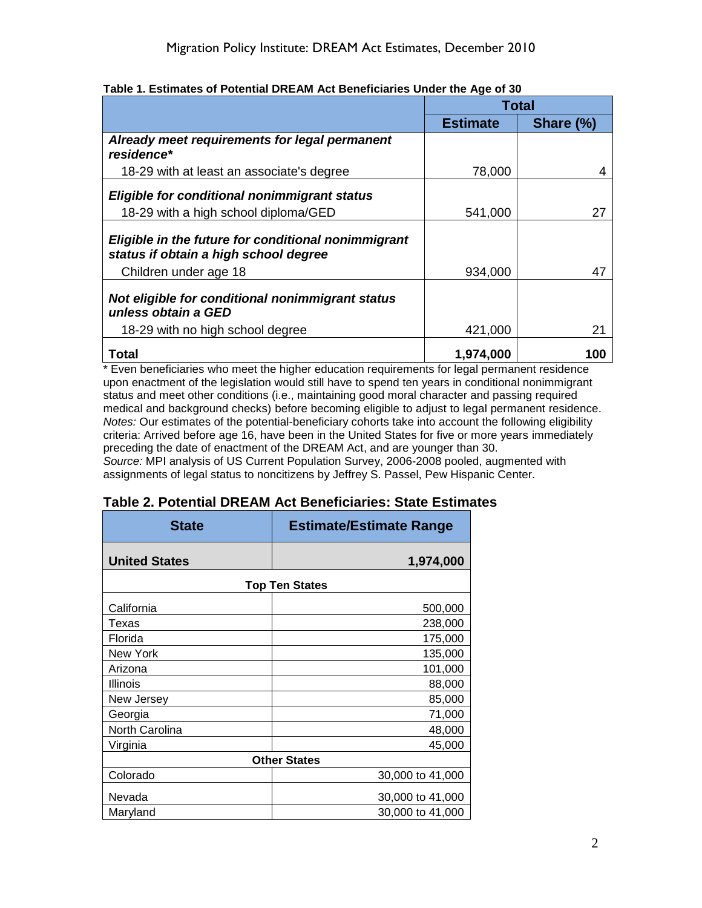**Table 1. Estimates of Potential DREAM Act Beneficiaries Under the Age of 30**

| | Total | |
|---|---|---|
| | **Estimate** | **Share (%)** |
| ***Already meet requirements for legal permanent residence**** | | |
| 18-29 with at least an associate's degree | 78,000 | 4 |
| ***Eligible for conditional nonimmigrant status*** | | |
| 18-29 with a high school diploma/GED | 541,000 | 27 |
| ***Eligible in the future for conditional nonimmigrant status if obtain a high school degree*** | | |
| Children under age 18 | 934,000 | 47 |
| ***Not eligible for conditional nonimmigrant status unless obtain a GED*** | | |
| 18-29 with no high school degree | 421,000 | 21 |
| **Total** | **1,974,000** | **100** |

* Even beneficiaries who meet the higher education requirements for legal permanent residence upon enactment of the legislation would still have to spend ten years in conditional nonimmigrant status and meet other conditions (i.e., maintaining good moral character and passing required medical and background checks) before becoming eligible to adjust to legal permanent residence.
*Notes:* Our estimates of the potential-beneficiary cohorts take into account the following eligibility criteria: Arrived before age 16, have been in the United States for five or more years immediately preceding the date of enactment of the DREAM Act, and are younger than 30.
*Source:* MPI analysis of US Current Population Survey, 2006-2008 pooled, augmented with assignments of legal status to noncitizens by Jeffrey S. Passel, Pew Hispanic Center.

**Table 2. Potential DREAM Act Beneficiaries: State Estimates**

| State | Estimate/Estimate Range |
|---|---|
| **United States** | **1,974,000** |
| **Top Ten States** | |
| California | 500,000 |
| Texas | 238,000 |
| Florida | 175,000 |
| New York | 135,000 |
| Arizona | 101,000 |
| Illinois | 88,000 |
| New Jersey | 85,000 |
| Georgia | 71,000 |
| North Carolina | 48,000 |
| Virginia | 45,000 |
| **Other States** | |
| Colorado | 30,000 to 41,000 |
| Nevada | 30,000 to 41,000 |
| Maryland | 30,000 to 41,000 |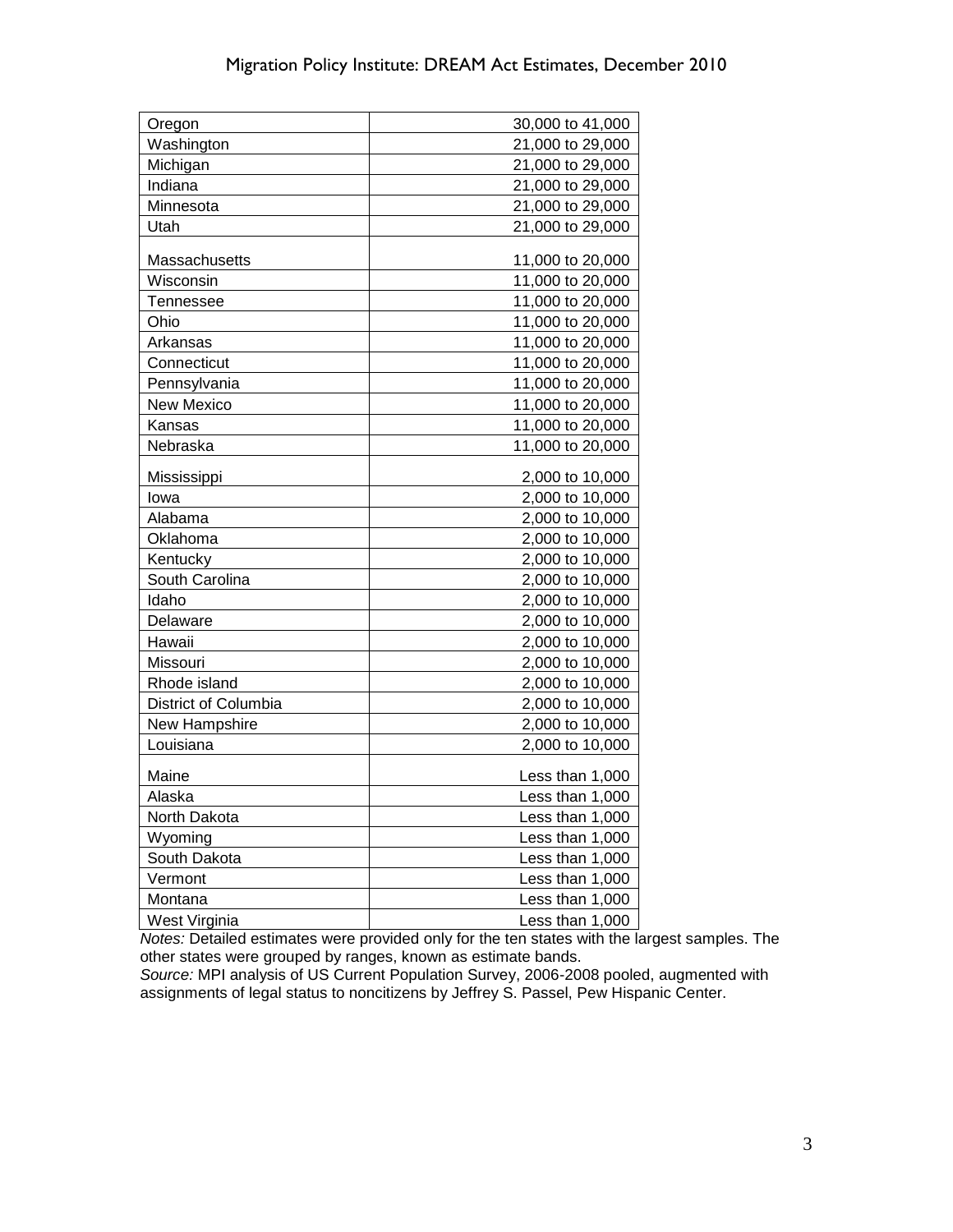| | |
|---|---|
| Oregon | 30,000 to 41,000 |
| Washington | 21,000 to 29,000 |
| Michigan | 21,000 to 29,000 |
| Indiana | 21,000 to 29,000 |
| Minnesota | 21,000 to 29,000 |
| Utah | 21,000 to 29,000 |
| Massachusetts | 11,000 to 20,000 |
| Wisconsin | 11,000 to 20,000 |
| Tennessee | 11,000 to 20,000 |
| Ohio | 11,000 to 20,000 |
| Arkansas | 11,000 to 20,000 |
| Connecticut | 11,000 to 20,000 |
| Pennsylvania | 11,000 to 20,000 |
| New Mexico | 11,000 to 20,000 |
| Kansas | 11,000 to 20,000 |
| Nebraska | 11,000 to 20,000 |
| Mississippi | 2,000 to 10,000 |
| Iowa | 2,000 to 10,000 |
| Alabama | 2,000 to 10,000 |
| Oklahoma | 2,000 to 10,000 |
| Kentucky | 2,000 to 10,000 |
| South Carolina | 2,000 to 10,000 |
| Idaho | 2,000 to 10,000 |
| Delaware | 2,000 to 10,000 |
| Hawaii | 2,000 to 10,000 |
| Missouri | 2,000 to 10,000 |
| Rhode island | 2,000 to 10,000 |
| District of Columbia | 2,000 to 10,000 |
| New Hampshire | 2,000 to 10,000 |
| Louisiana | 2,000 to 10,000 |
| Maine | Less than 1,000 |
| Alaska | Less than 1,000 |
| North Dakota | Less than 1,000 |
| Wyoming | Less than 1,000 |
| South Dakota | Less than 1,000 |
| Vermont | Less than 1,000 |
| Montana | Less than 1,000 |
| West Virginia | Less than 1,000 |

*Notes:* Detailed estimates were provided only for the ten states with the largest samples. The other states were grouped by ranges, known as estimate bands.

*Source:* MPI analysis of US Current Population Survey, 2006-2008 pooled, augmented with assignments of legal status to noncitizens by Jeffrey S. Passel, Pew Hispanic Center.